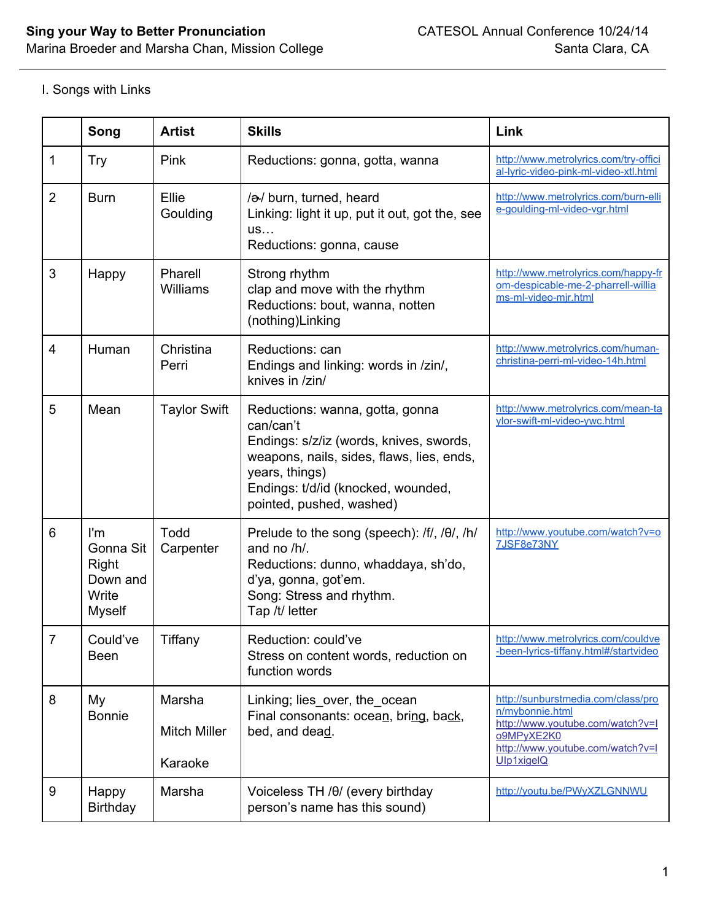**Sing your Way to Better Pronunciation**
Marina Broeder and Marsha Chan, Mission College

CATESOL Annual Conference 10/24/14
Santa Clara, CA

I. Songs with Links

| | Song | Artist | Skills | Link |
|---|---|---|---|---|
| 1 | Try | Pink | Reductions: gonna, gotta, wanna | http://www.metrolyrics.com/try-official-lyric-video-pink-ml-video-xtl.html |
| 2 | Burn | Ellie Goulding | /ɚ/ burn, turned, heard<br>Linking: light it up, put it out, got the, see us…<br>Reductions: gonna, cause | http://www.metrolyrics.com/burn-ellie-goulding-ml-video-vgr.html |
| 3 | Happy | Pharell Williams | Strong rhythm<br>clap and move with the rhythm<br>Reductions: bout, wanna, notten (nothing)Linking | http://www.metrolyrics.com/happy-from-despicable-me-2-pharrell-williams-ml-video-mjr.html |
| 4 | Human | Christina Perri | Reductions: can<br>Endings and linking: words in /zin/, knives in /zin/ | http://www.metrolyrics.com/human-christina-perri-ml-video-14h.html |
| 5 | Mean | Taylor Swift | Reductions: wanna, gotta, gonna can/can't<br>Endings: s/z/iz (words, knives, swords, weapons, nails, sides, flaws, lies, ends, years, things)<br>Endings: t/d/id (knocked, wounded, pointed, pushed, washed) | http://www.metrolyrics.com/mean-taylor-swift-ml-video-ywc.html |
| 6 | I'm Gonna Sit Right Down and Write Myself | Todd Carpenter | Prelude to the song (speech): /f/, /θ/, /h/ and no /h/.<br>Reductions: dunno, whaddaya, sh'do, d'ya, gonna, got'em.<br>Song: Stress and rhythm.<br>Tap /t/ letter | http://www.youtube.com/watch?v=o7JSF8e73NY |
| 7 | Could've Been | Tiffany | Reduction: could've<br>Stress on content words, reduction on function words | http://www.metrolyrics.com/couldve-been-lyrics-tiffany.html#/startvideo |
| 8 | My Bonnie | Marsha<br><br>Mitch Miller<br><br>Karaoke | Linking; lies_over, the_ocean<br>Final consonants: ocea<u>n</u>, bri<u>ng</u>, ba<u>ck</u>, bed, and dea<u>d</u>. | http://sunburstmedia.com/class/pron/mybonnie.html<br>http://www.youtube.com/watch?v=lo9MPyXE2K0<br>http://www.youtube.com/watch?v=lUlp1xigelQ |
| 9 | Happy Birthday | Marsha | Voiceless TH /θ/ (every birthday person's name has this sound) | http://youtu.be/PWyXZLGNNWU |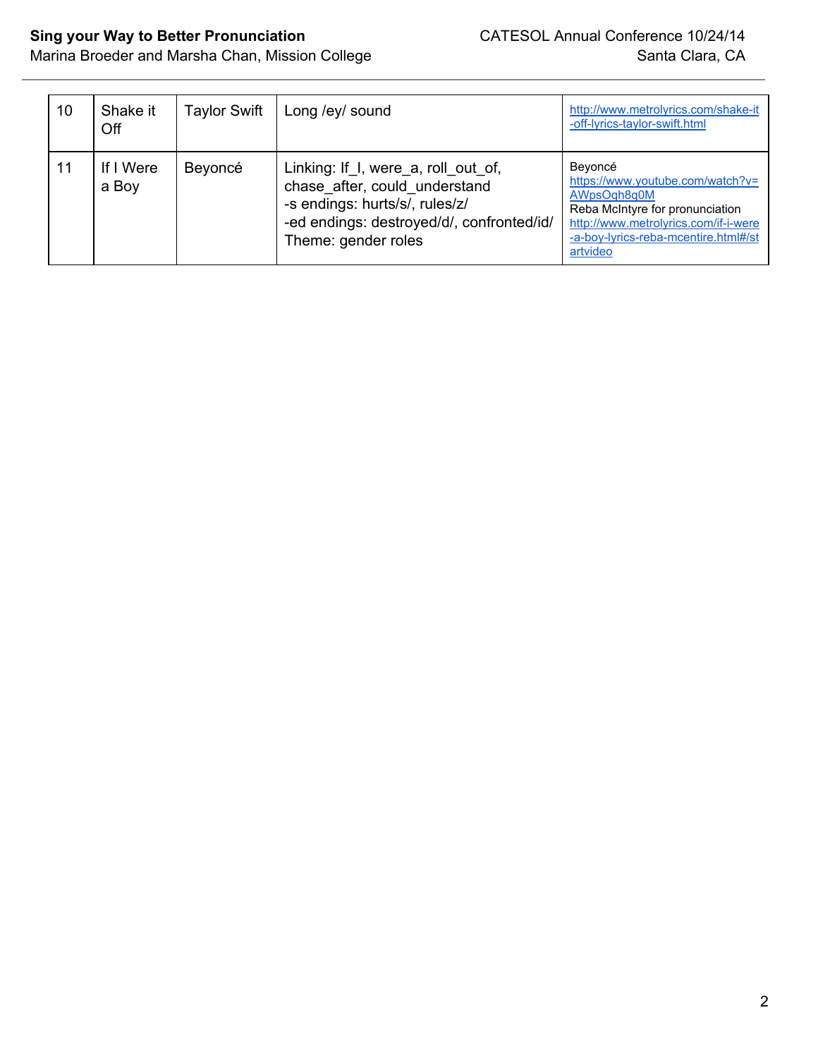| 10 | Shake it Off | Taylor Swift | Long /ey/ sound | http://www.metrolyrics.com/shake-it-off-lyrics-taylor-swift.html |
|---|---|---|---|---|
| 11 | If I Were a Boy | Beyoncé | Linking: If_I, were_a, roll_out_of, chase_after, could_understand<br>-s endings: hurts/s/, rules/z/<br>-ed endings: destroyed/d/, confronted/id/<br>Theme: gender roles | Beyoncé<br>https://www.youtube.com/watch?v=AWpsOqh8q0M<br>Reba McIntyre for pronunciation<br>http://www.metrolyrics.com/if-i-were-a-boy-lyrics-reba-mcentire.html#/startvideo |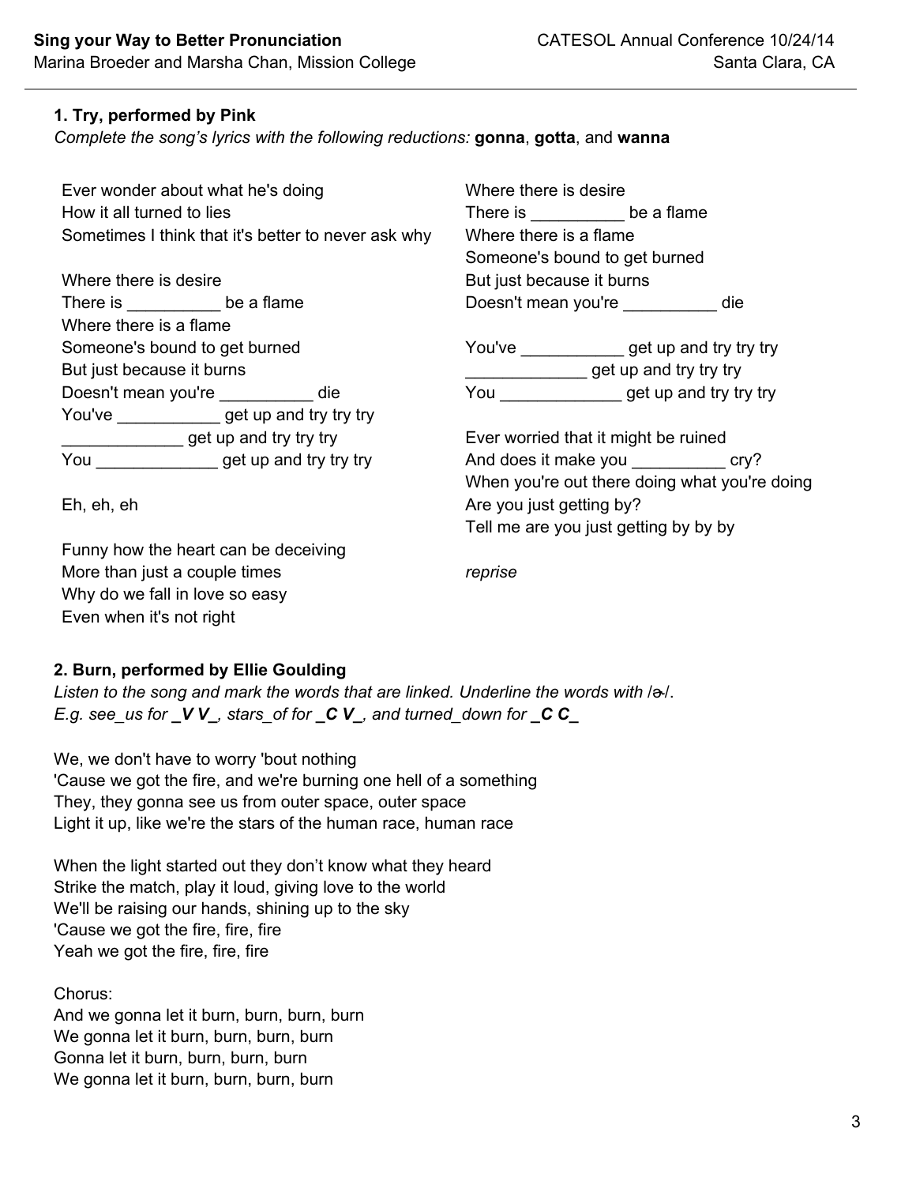## 1. Try, performed by Pink

*Complete the song's lyrics with the following reductions:* **gonna**, **gotta**, and **wanna**

Ever wonder about what he's doing
How it all turned to lies
Sometimes I think that it's better to never ask why

Where there is desire
There is __________ be a flame
Where there is a flame
Someone's bound to get burned
But just because it burns
Doesn't mean you're __________ die
You've ___________ get up and try try try
_____________ get up and try try try
You _____________ get up and try try try

Eh, eh, eh

Funny how the heart can be deceiving
More than just a couple times
Why do we fall in love so easy
Even when it's not right

Where there is desire
There is __________ be a flame
Where there is a flame
Someone's bound to get burned
But just because it burns
Doesn't mean you're __________ die

You've ___________ get up and try try try
_____________ get up and try try try
You _____________ get up and try try try

Ever worried that it might be ruined
And does it make you __________ cry?
When you're out there doing what you're doing
Are you just getting by?
Tell me are you just getting by by by

*reprise*

## 2. Burn, performed by Ellie Goulding

*Listen to the song and mark the words that are linked. Underline the words with /ɚ/.*
*E.g. see_us for* ***_V V_****, stars_of for* ***_C V_****, and turned_down for* ***_C C_***

We, we don't have to worry 'bout nothing
'Cause we got the fire, and we're burning one hell of a something
They, they gonna see us from outer space, outer space
Light it up, like we're the stars of the human race, human race

When the light started out they don't know what they heard
Strike the match, play it loud, giving love to the world
We'll be raising our hands, shining up to the sky
'Cause we got the fire, fire, fire
Yeah we got the fire, fire, fire

Chorus:
And we gonna let it burn, burn, burn, burn
We gonna let it burn, burn, burn, burn
Gonna let it burn, burn, burn, burn
We gonna let it burn, burn, burn, burn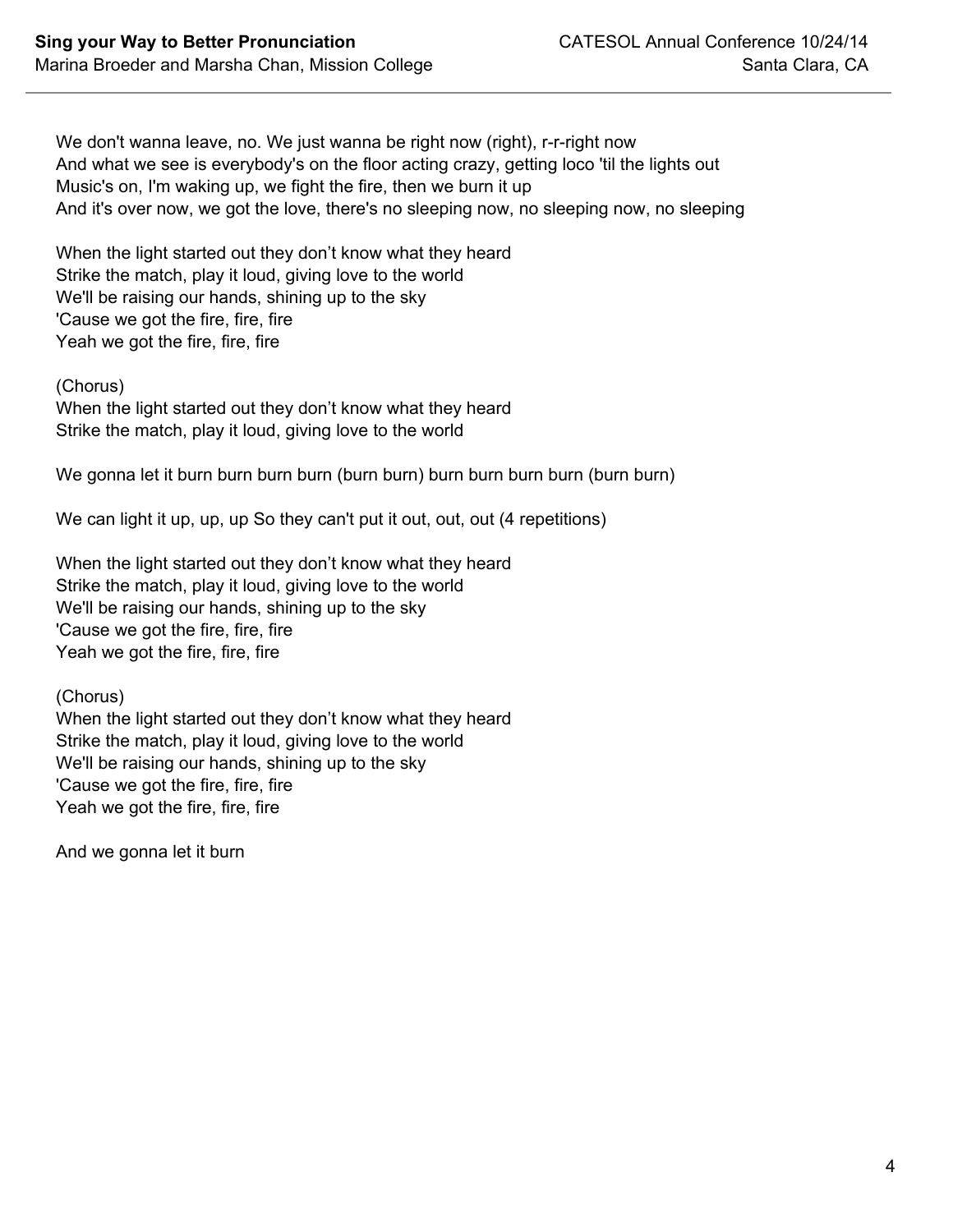We don't wanna leave, no. We just wanna be right now (right), r-r-right now
And what we see is everybody's on the floor acting crazy, getting loco 'til the lights out
Music's on, I'm waking up, we fight the fire, then we burn it up
And it's over now, we got the love, there's no sleeping now, no sleeping now, no sleeping

When the light started out they don’t know what they heard
Strike the match, play it loud, giving love to the world
We'll be raising our hands, shining up to the sky
'Cause we got the fire, fire, fire
Yeah we got the fire, fire, fire

(Chorus)
When the light started out they don’t know what they heard
Strike the match, play it loud, giving love to the world

We gonna let it burn burn burn burn (burn burn) burn burn burn burn (burn burn)

We can light it up, up, up So they can't put it out, out, out (4 repetitions)

When the light started out they don’t know what they heard
Strike the match, play it loud, giving love to the world
We'll be raising our hands, shining up to the sky
'Cause we got the fire, fire, fire
Yeah we got the fire, fire, fire

(Chorus)
When the light started out they don’t know what they heard
Strike the match, play it loud, giving love to the world
We'll be raising our hands, shining up to the sky
'Cause we got the fire, fire, fire
Yeah we got the fire, fire, fire

And we gonna let it burn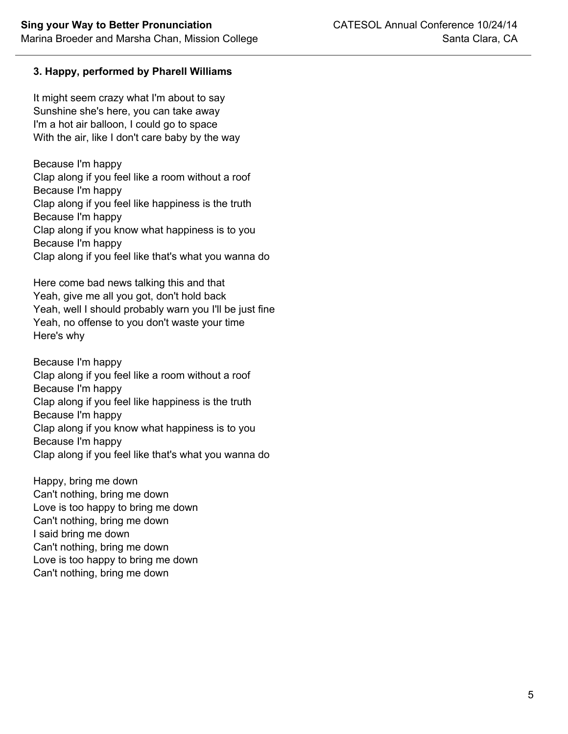### 3. Happy, performed by Pharell Williams

It might seem crazy what I'm about to say
Sunshine she's here, you can take away
I'm a hot air balloon, I could go to space
With the air, like I don't care baby by the way

Because I'm happy
Clap along if you feel like a room without a roof
Because I'm happy
Clap along if you feel like happiness is the truth
Because I'm happy
Clap along if you know what happiness is to you
Because I'm happy
Clap along if you feel like that's what you wanna do

Here come bad news talking this and that
Yeah, give me all you got, don't hold back
Yeah, well I should probably warn you I'll be just fine
Yeah, no offense to you don't waste your time
Here's why

Because I'm happy
Clap along if you feel like a room without a roof
Because I'm happy
Clap along if you feel like happiness is the truth
Because I'm happy
Clap along if you know what happiness is to you
Because I'm happy
Clap along if you feel like that's what you wanna do

Happy, bring me down
Can't nothing, bring me down
Love is too happy to bring me down
Can't nothing, bring me down
I said bring me down
Can't nothing, bring me down
Love is too happy to bring me down
Can't nothing, bring me down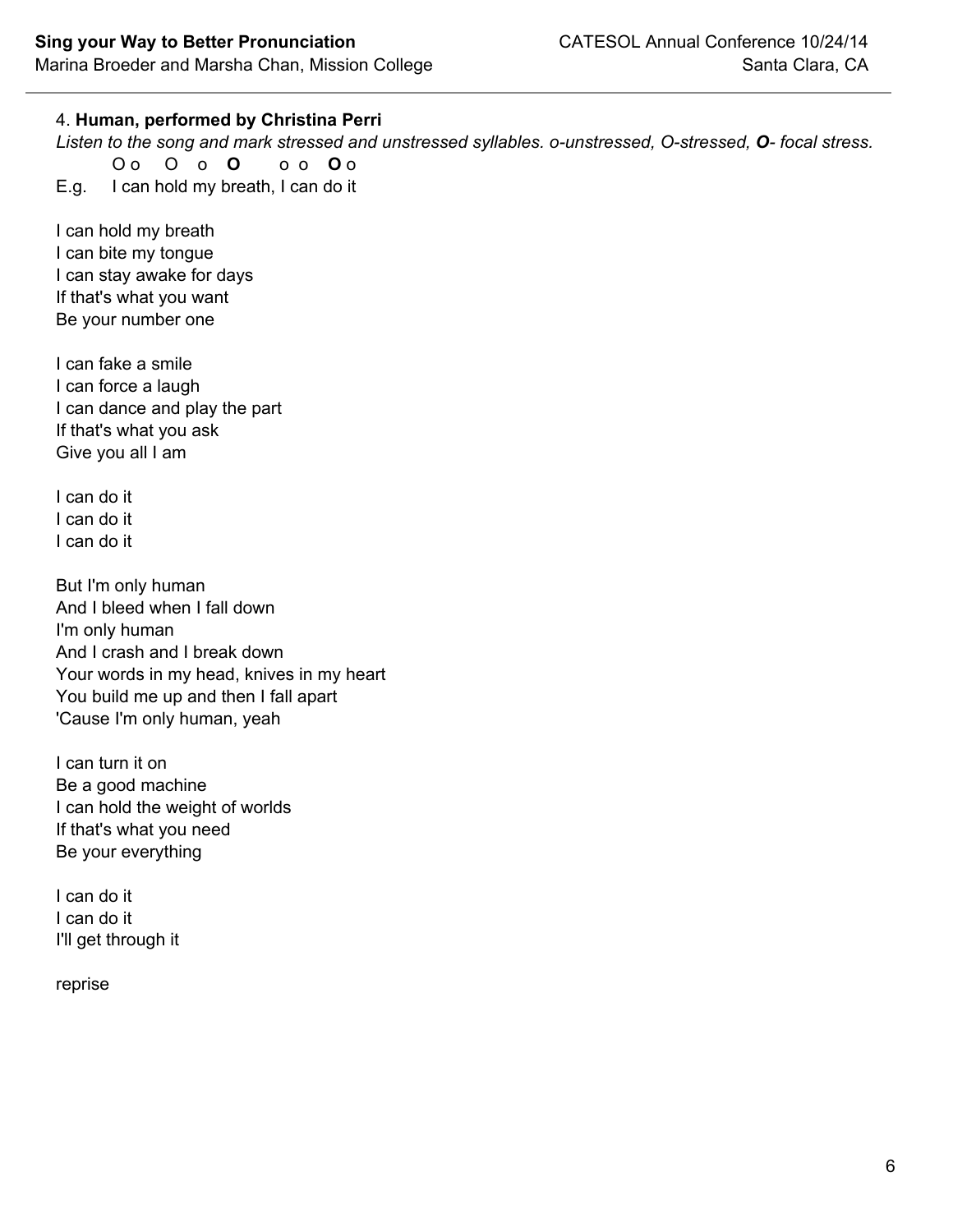4. **Human, performed by Christina Perri**

*Listen to the song and mark stressed and unstressed syllables. o-unstressed, O-stressed, **O**- focal stress.*

```
        O o   O  o  O      o o  O o
E.g.    I can hold my breath, I can do it
```

I can hold my breath
I can bite my tongue
I can stay awake for days
If that's what you want
Be your number one

I can fake a smile
I can force a laugh
I can dance and play the part
If that's what you ask
Give you all I am

I can do it
I can do it
I can do it

But I'm only human
And I bleed when I fall down
I'm only human
And I crash and I break down
Your words in my head, knives in my heart
You build me up and then I fall apart
'Cause I'm only human, yeah

I can turn it on
Be a good machine
I can hold the weight of worlds
If that's what you need
Be your everything

I can do it
I can do it
I'll get through it

reprise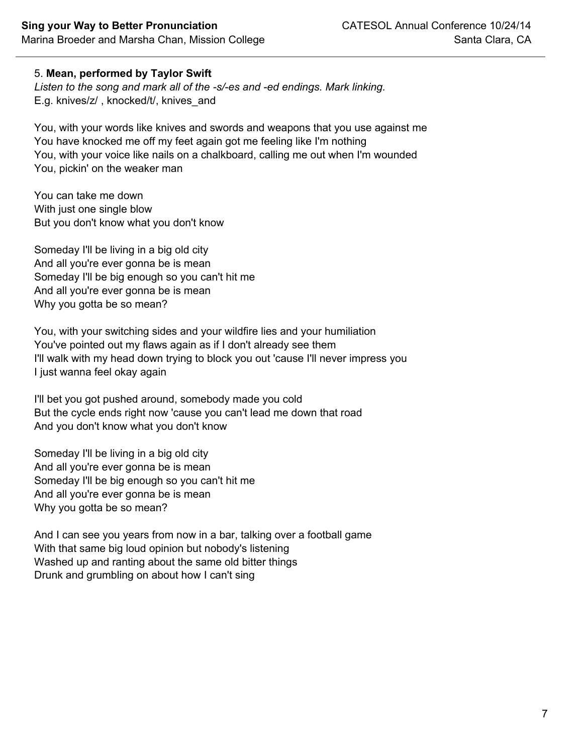5. **Mean, performed by Taylor Swift**

*Listen to the song and mark all of the -s/-es and -ed endings. Mark linking.*
E.g. knives/z/ , knocked/t/, knives_and

You, with your words like knives and swords and weapons that you use against me
You have knocked me off my feet again got me feeling like I'm nothing
You, with your voice like nails on a chalkboard, calling me out when I'm wounded
You, pickin' on the weaker man

You can take me down
With just one single blow
But you don't know what you don't know

Someday I'll be living in a big old city
And all you're ever gonna be is mean
Someday I'll be big enough so you can't hit me
And all you're ever gonna be is mean
Why you gotta be so mean?

You, with your switching sides and your wildfire lies and your humiliation
You've pointed out my flaws again as if I don't already see them
I'll walk with my head down trying to block you out 'cause I'll never impress you
I just wanna feel okay again

I'll bet you got pushed around, somebody made you cold
But the cycle ends right now 'cause you can't lead me down that road
And you don't know what you don't know

Someday I'll be living in a big old city
And all you're ever gonna be is mean
Someday I'll be big enough so you can't hit me
And all you're ever gonna be is mean
Why you gotta be so mean?

And I can see you years from now in a bar, talking over a football game
With that same big loud opinion but nobody's listening
Washed up and ranting about the same old bitter things
Drunk and grumbling on about how I can't sing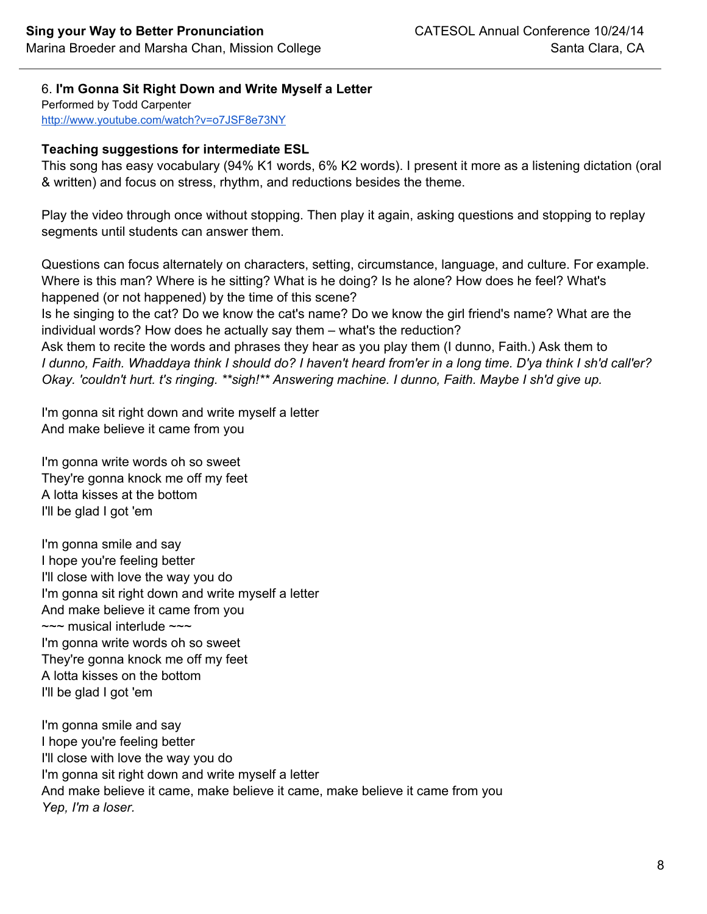6. **I'm Gonna Sit Right Down and Write Myself a Letter**
Performed by Todd Carpenter
http://www.youtube.com/watch?v=o7JSF8e73NY

**Teaching suggestions for intermediate ESL**
This song has easy vocabulary (94% K1 words, 6% K2 words). I present it more as a listening dictation (oral & written) and focus on stress, rhythm, and reductions besides the theme.

Play the video through once without stopping. Then play it again, asking questions and stopping to replay segments until students can answer them.

Questions can focus alternately on characters, setting, circumstance, language, and culture. For example. Where is this man? Where is he sitting? What is he doing? Is he alone? How does he feel? What's happened (or not happened) by the time of this scene?
Is he singing to the cat? Do we know the cat's name? Do we know the girl friend's name? What are the individual words? How does he actually say them – what's the reduction?
Ask them to recite the words and phrases they hear as you play them (I dunno, Faith.) Ask them to *I dunno, Faith. Whaddaya think I should do? I haven't heard from'er in a long time. D'ya think I sh'd call'er? Okay. 'couldn't hurt. t's ringing. **sigh!** Answering machine. I dunno, Faith. Maybe I sh'd give up.*

I'm gonna sit right down and write myself a letter
And make believe it came from you

I'm gonna write words oh so sweet
They're gonna knock me off my feet
A lotta kisses at the bottom
I'll be glad I got 'em

I'm gonna smile and say
I hope you're feeling better
I'll close with love the way you do
I'm gonna sit right down and write myself a letter
And make believe it came from you
~~~ musical interlude ~~~
I'm gonna write words oh so sweet
They're gonna knock me off my feet
A lotta kisses on the bottom
I'll be glad I got 'em

I'm gonna smile and say
I hope you're feeling better
I'll close with love the way you do
I'm gonna sit right down and write myself a letter
And make believe it came, make believe it came, make believe it came from you
*Yep, I'm a loser.*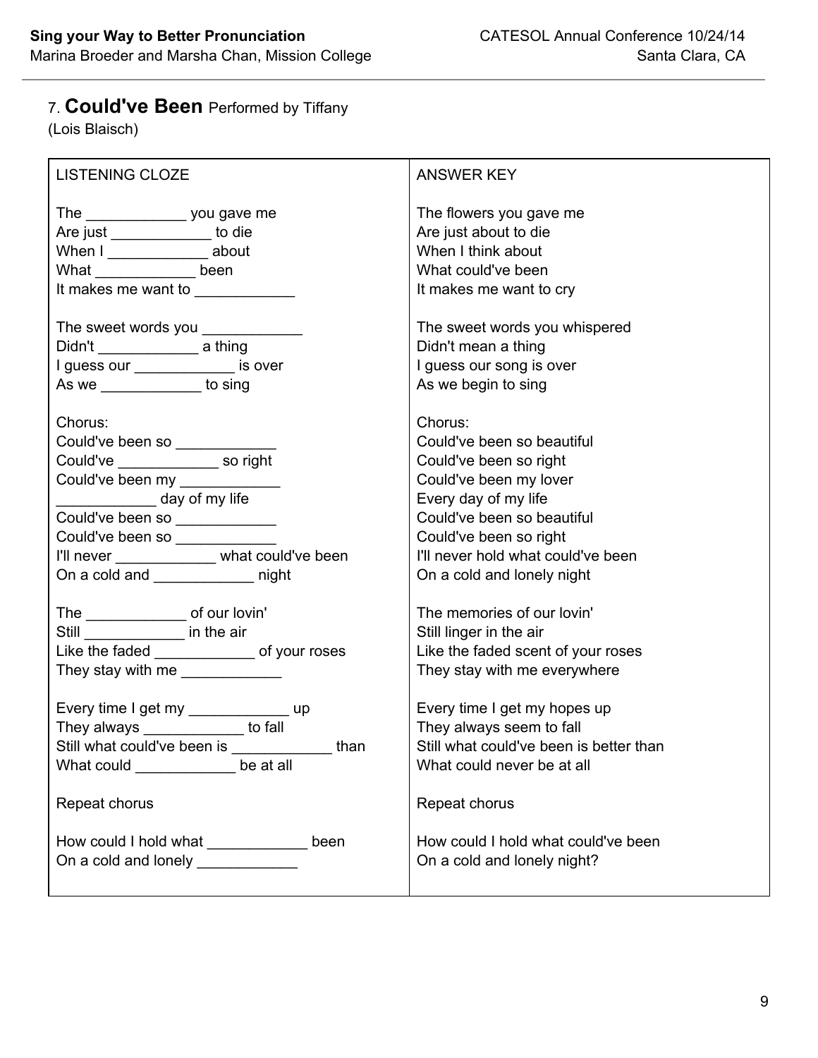## 7. **Could've Been** Performed by Tiffany
(Lois Blaisch)

| LISTENING CLOZE | ANSWER KEY |
|---|---|
| The ____________ you gave me<br>Are just ____________ to die<br>When I ____________ about<br>What ____________ been<br>It makes me want to ____________ | The flowers you gave me<br>Are just about to die<br>When I think about<br>What could've been<br>It makes me want to cry |
| The sweet words you ____________<br>Didn't ____________ a thing<br>I guess our ____________ is over<br>As we ____________ to sing | The sweet words you whispered<br>Didn't mean a thing<br>I guess our song is over<br>As we begin to sing |
| Chorus:<br>Could've been so ____________<br>Could've ____________ so right<br>Could've been my ____________<br>____________ day of my life<br>Could've been so ____________<br>Could've been so ____________<br>I'll never ____________ what could've been<br>On a cold and ____________ night | Chorus:<br>Could've been so beautiful<br>Could've been so right<br>Could've been my lover<br>Every day of my life<br>Could've been so beautiful<br>Could've been so right<br>I'll never hold what could've been<br>On a cold and lonely night |
| The ____________ of our lovin'<br>Still ____________ in the air<br>Like the faded ____________ of your roses<br>They stay with me ____________ | The memories of our lovin'<br>Still linger in the air<br>Like the faded scent of your roses<br>They stay with me everywhere |
| Every time I get my ____________ up<br>They always ____________ to fall<br>Still what could've been is ____________ than<br>What could ____________ be at all | Every time I get my hopes up<br>They always seem to fall<br>Still what could've been is better than<br>What could never be at all |
| Repeat chorus | Repeat chorus |
| How could I hold what ____________ been<br>On a cold and lonely ____________ | How could I hold what could've been<br>On a cold and lonely night? |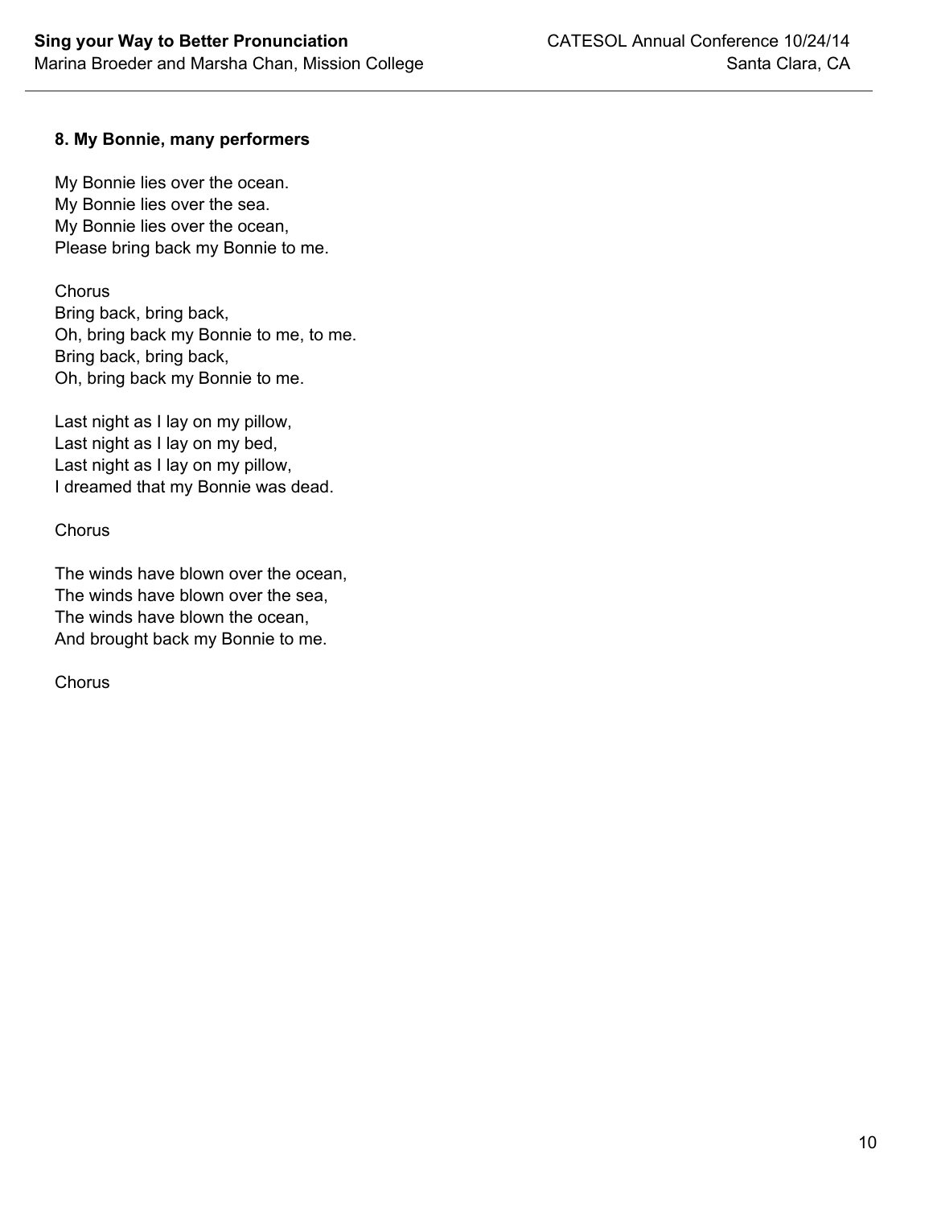### 8. My Bonnie, many performers

My Bonnie lies over the ocean.
My Bonnie lies over the sea.
My Bonnie lies over the ocean,
Please bring back my Bonnie to me.

Chorus
Bring back, bring back,
Oh, bring back my Bonnie to me, to me.
Bring back, bring back,
Oh, bring back my Bonnie to me.

Last night as I lay on my pillow,
Last night as I lay on my bed,
Last night as I lay on my pillow,
I dreamed that my Bonnie was dead.

Chorus

The winds have blown over the ocean,
The winds have blown over the sea,
The winds have blown the ocean,
And brought back my Bonnie to me.

Chorus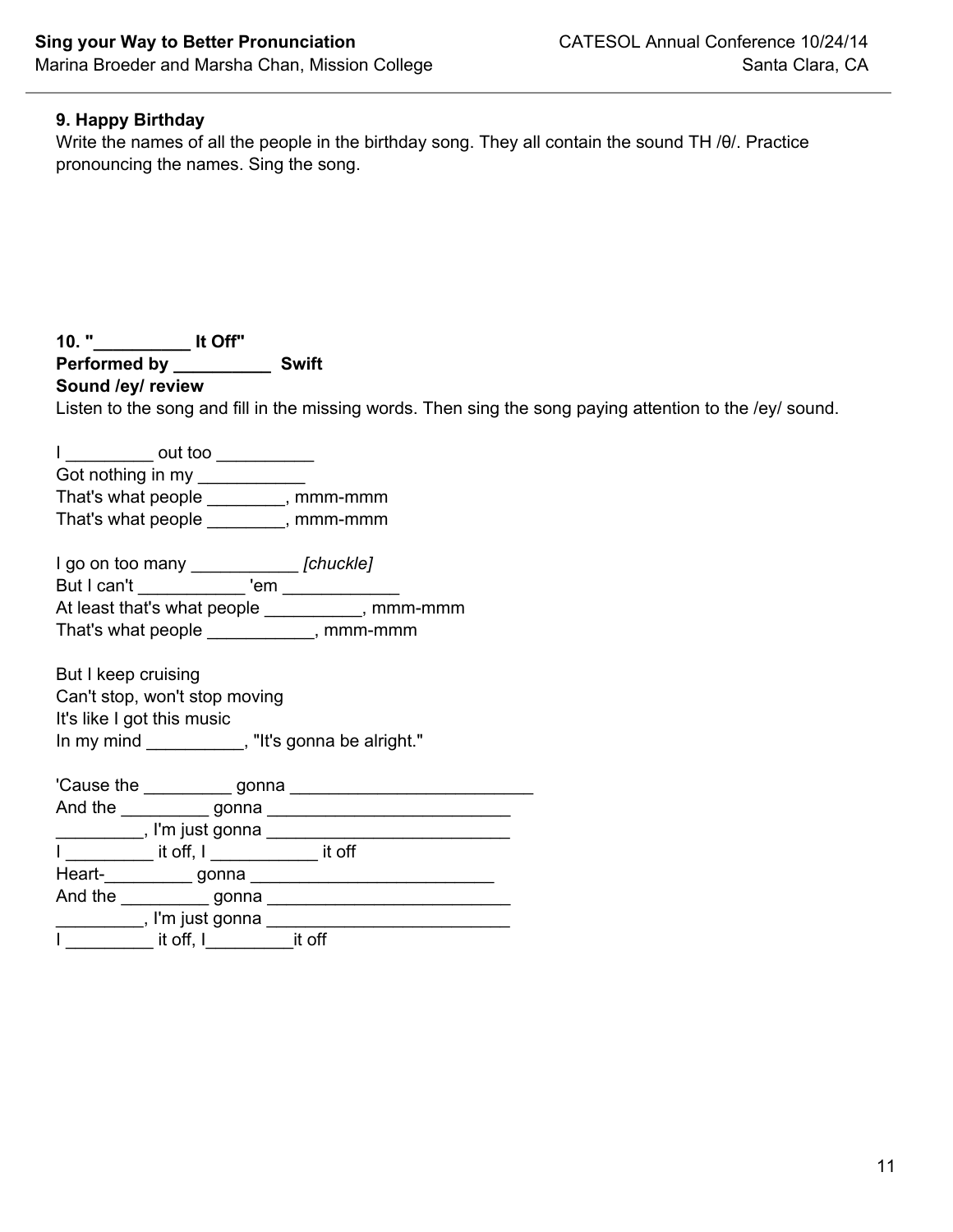### 9. Happy Birthday

Write the names of all the people in the birthday song. They all contain the sound TH /θ/. Practice pronouncing the names. Sing the song.

### 10. "__________ It Off"

**Performed by __________ Swift**

**Sound /ey/ review**

Listen to the song and fill in the missing words. Then sing the song paying attention to the /ey/ sound.

I _________ out too __________  
Got nothing in my ___________  
That's what people ________, mmm-mmm  
That's what people ________, mmm-mmm

I go on too many ___________ *[chuckle]*  
But I can't ___________ 'em ____________  
At least that's what people __________, mmm-mmm  
That's what people ___________, mmm-mmm

But I keep cruising  
Can't stop, won't stop moving  
It's like I got this music  
In my mind __________, "It's gonna be alright."

'Cause the _________ gonna _________________________  
And the _________ gonna _________________________  
_________, I'm just gonna _________________________  
I _________ it off, I ___________ it off  
Heart-_________ gonna _________________________  
And the _________ gonna _________________________  
_________, I'm just gonna _________________________  
I _________ it off, I_________it off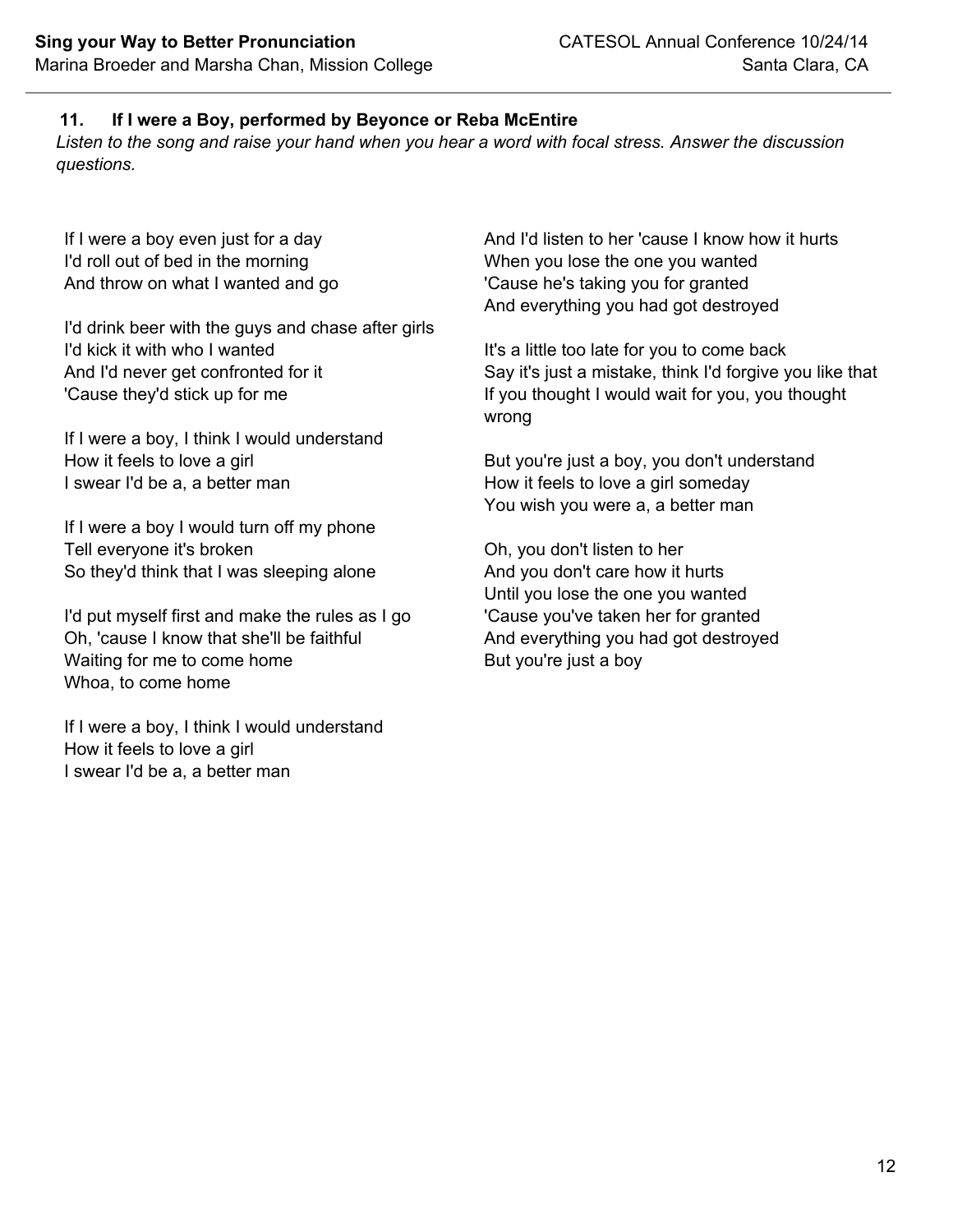### 11. If I were a Boy, performed by Beyonce or Reba McEntire

*Listen to the song and raise your hand when you hear a word with focal stress. Answer the discussion questions.*

If I were a boy even just for a day
I'd roll out of bed in the morning
And throw on what I wanted and go

I'd drink beer with the guys and chase after girls
I'd kick it with who I wanted
And I'd never get confronted for it
'Cause they'd stick up for me

If I were a boy, I think I would understand
How it feels to love a girl
I swear I'd be a, a better man

If I were a boy I would turn off my phone
Tell everyone it's broken
So they'd think that I was sleeping alone

I'd put myself first and make the rules as I go
Oh, 'cause I know that she'll be faithful
Waiting for me to come home
Whoa, to come home

If I were a boy, I think I would understand
How it feels to love a girl
I swear I'd be a, a better man

And I'd listen to her 'cause I know how it hurts
When you lose the one you wanted
'Cause he's taking you for granted
And everything you had got destroyed

It's a little too late for you to come back
Say it's just a mistake, think I'd forgive you like that
If you thought I would wait for you, you thought wrong

But you're just a boy, you don't understand
How it feels to love a girl someday
You wish you were a, a better man

Oh, you don't listen to her
And you don't care how it hurts
Until you lose the one you wanted
'Cause you've taken her for granted
And everything you had got destroyed
But you're just a boy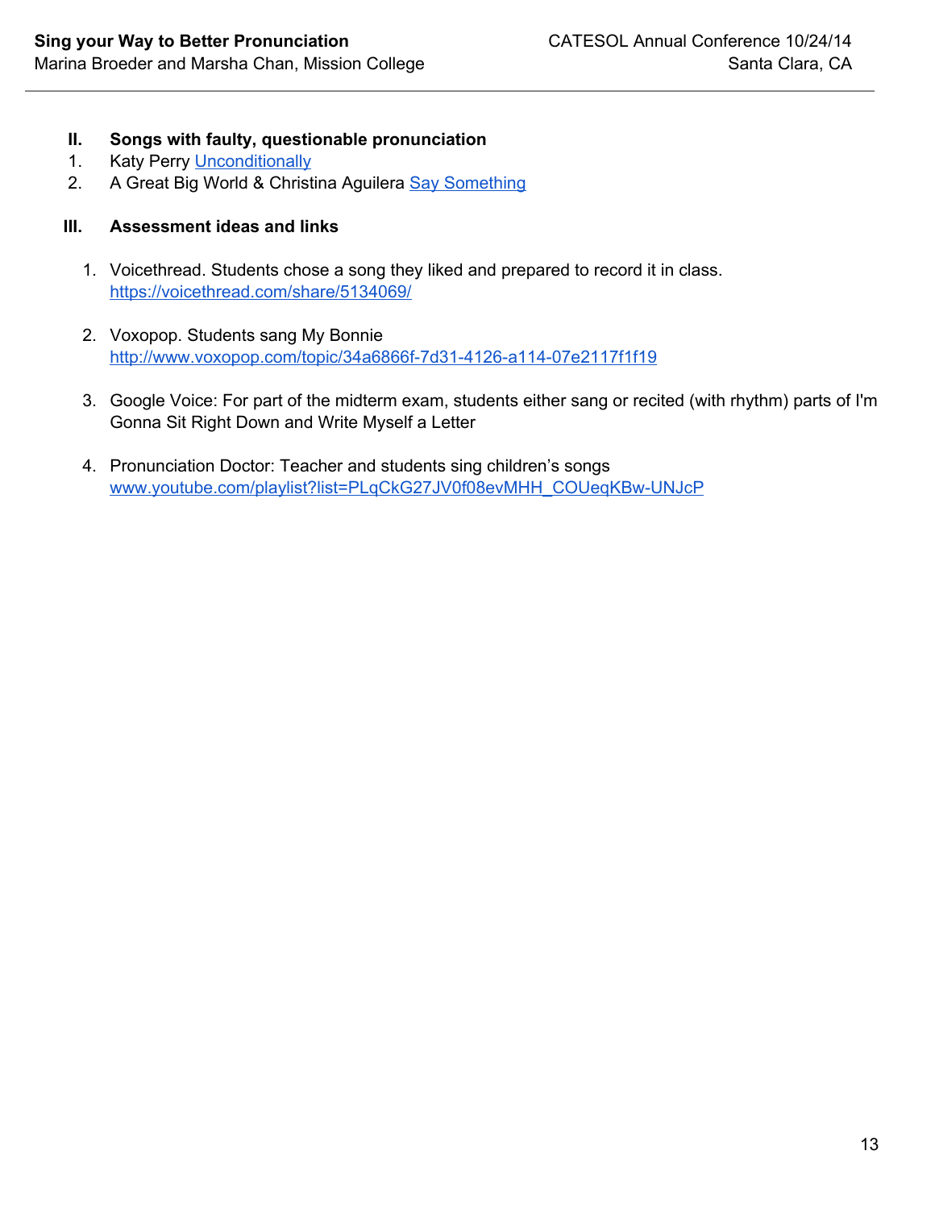## II. Songs with faulty, questionable pronunciation

1. Katy Perry Unconditionally
2. A Great Big World & Christina Aguilera Say Something

## III. Assessment ideas and links

1. Voicethread. Students chose a song they liked and prepared to record it in class.
   https://voicethread.com/share/5134069/

2. Voxopop. Students sang My Bonnie
   http://www.voxopop.com/topic/34a6866f-7d31-4126-a114-07e2117f1f19

3. Google Voice: For part of the midterm exam, students either sang or recited (with rhythm) parts of I'm Gonna Sit Right Down and Write Myself a Letter

4. Pronunciation Doctor: Teacher and students sing children's songs
   www.youtube.com/playlist?list=PLqCkG27JV0f08evMHH_COUeqKBw-UNJcP